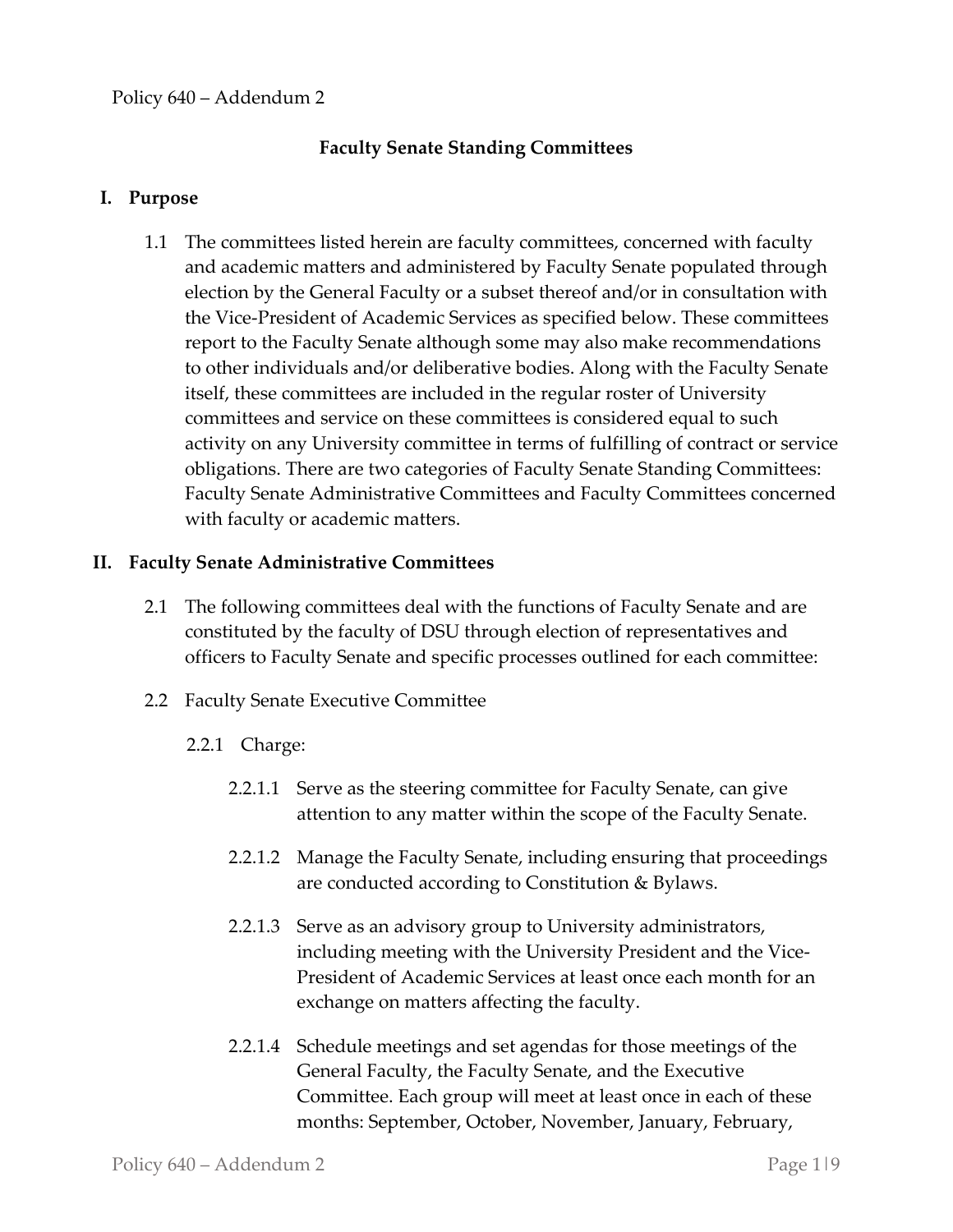Policy 640 – Addendum 2

# Faculty Senate Standing Committees

## I. Purpose

1.1 The committees listed herein are faculty committees, concerned with faculty and academic matters and administered by Faculty Senate populated through election by the General Faculty or a subset thereof and/or in consultation with the Vice-President of Academic Services as specified below. These committees report to the Faculty Senate although some may also make recommendations to other individuals and/or deliberative bodies. Along with the Faculty Senate itself, these committees are included in the regular roster of University committees and service on these committees is considered equal to such activity on any University committee in terms of fulfilling of contract or service obligations. There are two categories of Faculty Senate Standing Committees: Faculty Senate Administrative Committees and Faculty Committees concerned with faculty or academic matters.

## II. Faculty Senate Administrative Committees

2.1 The following committees deal with the functions of Faculty Senate and are constituted by the faculty of DSU through election of representatives and officers to Faculty Senate and specific processes outlined for each committee:

2.2 Faculty Senate Executive Committee

2.2.1 Charge:

2.2.1.1 Serve as the steering committee for Faculty Senate, can give attention to any matter within the scope of the Faculty Senate.

2.2.1.2 Manage the Faculty Senate, including ensuring that proceedings are conducted according to Constitution & Bylaws.

2.2.1.3 Serve as an advisory group to University administrators, including meeting with the University President and the Vice-President of Academic Services at least once each month for an exchange on matters affecting the faculty.

2.2.1.4 Schedule meetings and set agendas for those meetings of the General Faculty, the Faculty Senate, and the Executive Committee. Each group will meet at least once in each of these months: September, October, November, January, February,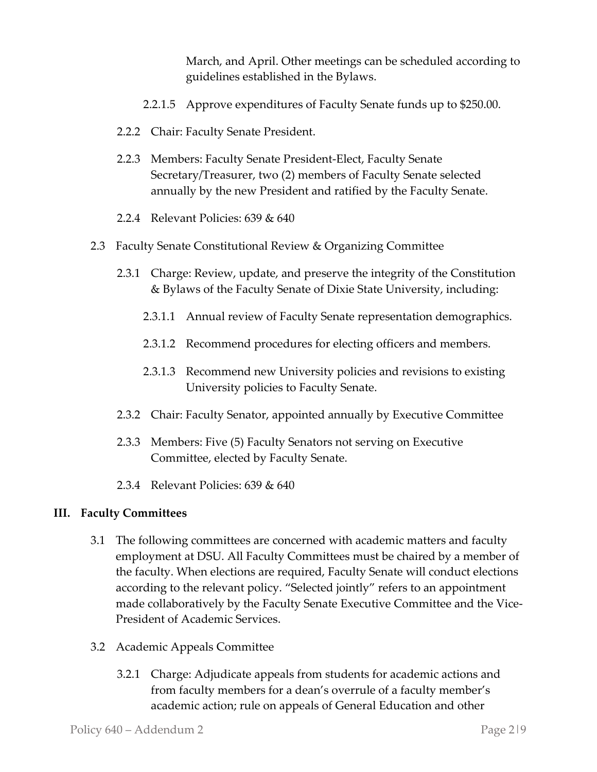March, and April. Other meetings can be scheduled according to guidelines established in the Bylaws.

2.2.1.5 Approve expenditures of Faculty Senate funds up to $250.00.

2.2.2 Chair: Faculty Senate President.

2.2.3 Members: Faculty Senate President-Elect, Faculty Senate Secretary/Treasurer, two (2) members of Faculty Senate selected annually by the new President and ratified by the Faculty Senate.

2.2.4 Relevant Policies: 639 & 640

2.3 Faculty Senate Constitutional Review & Organizing Committee

2.3.1 Charge: Review, update, and preserve the integrity of the Constitution & Bylaws of the Faculty Senate of Dixie State University, including:

2.3.1.1 Annual review of Faculty Senate representation demographics.

2.3.1.2 Recommend procedures for electing officers and members.

2.3.1.3 Recommend new University policies and revisions to existing University policies to Faculty Senate.

2.3.2 Chair: Faculty Senator, appointed annually by Executive Committee

2.3.3 Members: Five (5) Faculty Senators not serving on Executive Committee, elected by Faculty Senate.

2.3.4 Relevant Policies: 639 & 640

## III. Faculty Committees

3.1 The following committees are concerned with academic matters and faculty employment at DSU. All Faculty Committees must be chaired by a member of the faculty. When elections are required, Faculty Senate will conduct elections according to the relevant policy. "Selected jointly" refers to an appointment made collaboratively by the Faculty Senate Executive Committee and the Vice-President of Academic Services.

3.2 Academic Appeals Committee

3.2.1 Charge: Adjudicate appeals from students for academic actions and from faculty members for a dean's overrule of a faculty member's academic action; rule on appeals of General Education and other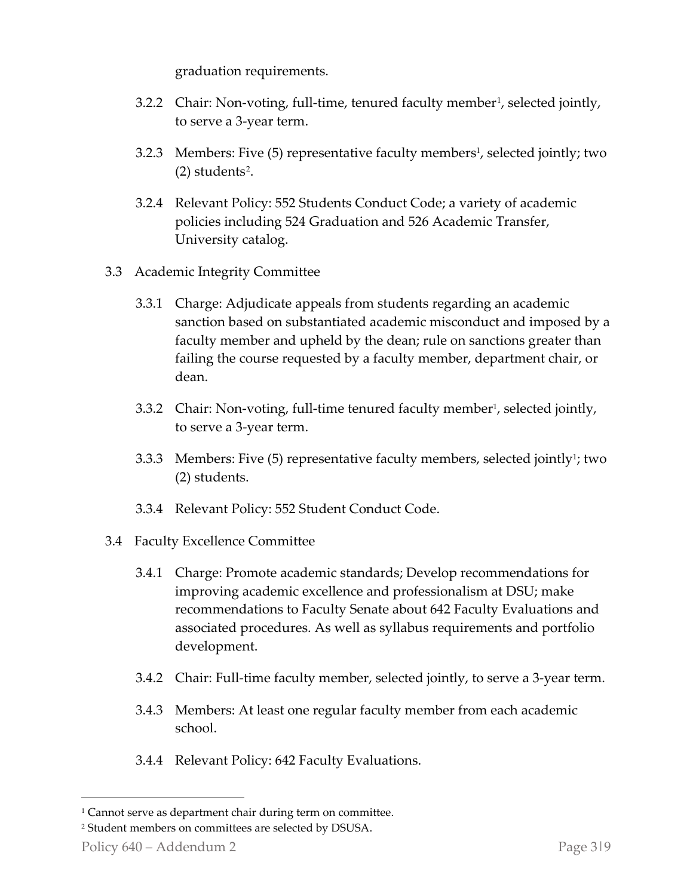graduation requirements.

3.2.2 Chair: Non-voting, full-time, tenured faculty member[1], selected jointly, to serve a 3-year term.

3.2.3 Members: Five (5) representative faculty members[1], selected jointly; two (2) students[2].

3.2.4 Relevant Policy: 552 Students Conduct Code; a variety of academic policies including 524 Graduation and 526 Academic Transfer, University catalog.

3.3 Academic Integrity Committee

3.3.1 Charge: Adjudicate appeals from students regarding an academic sanction based on substantiated academic misconduct and imposed by a faculty member and upheld by the dean; rule on sanctions greater than failing the course requested by a faculty member, department chair, or dean.

3.3.2 Chair: Non-voting, full-time tenured faculty member[1], selected jointly, to serve a 3-year term.

3.3.3 Members: Five (5) representative faculty members, selected jointly[1]; two (2) students.

3.3.4 Relevant Policy: 552 Student Conduct Code.

3.4 Faculty Excellence Committee

3.4.1 Charge: Promote academic standards; Develop recommendations for improving academic excellence and professionalism at DSU; make recommendations to Faculty Senate about 642 Faculty Evaluations and associated procedures. As well as syllabus requirements and portfolio development.

3.4.2 Chair: Full-time faculty member, selected jointly, to serve a 3-year term.

3.4.3 Members: At least one regular faculty member from each academic school.

3.4.4 Relevant Policy: 642 Faculty Evaluations.

---

[1] Cannot serve as department chair during term on committee.

[2] Student members on committees are selected by DSUSA.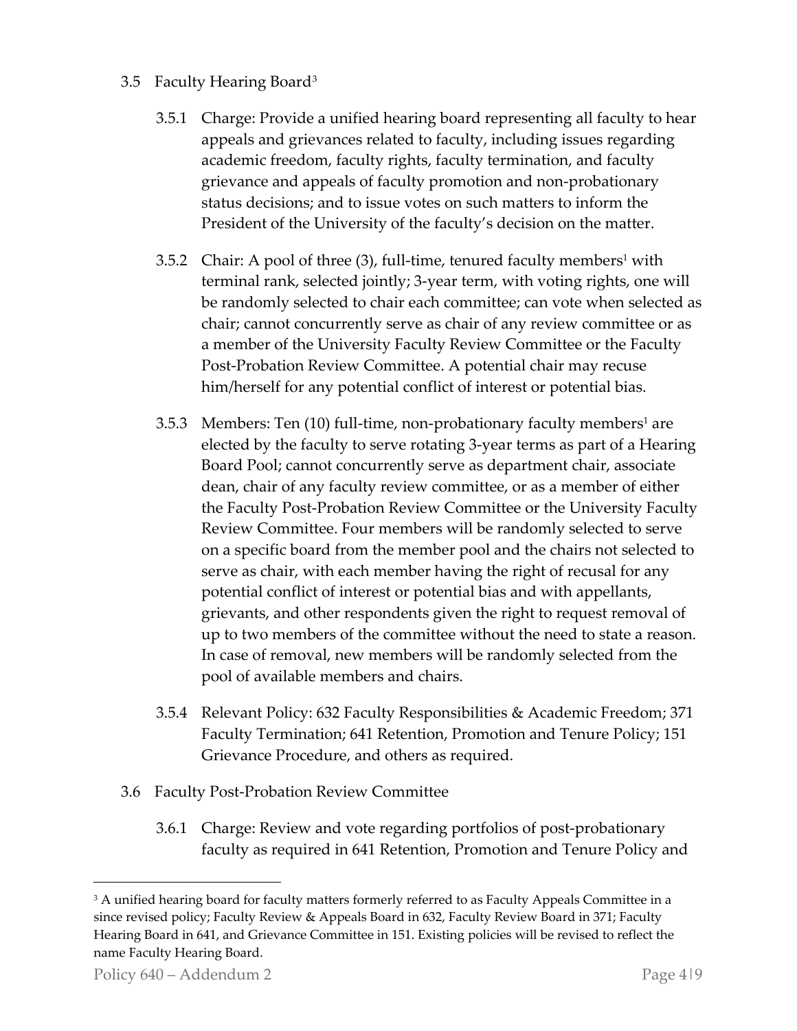- 3.5 Faculty Hearing Board[3]

  - 3.5.1 Charge: Provide a unified hearing board representing all faculty to hear appeals and grievances related to faculty, including issues regarding academic freedom, faculty rights, faculty termination, and faculty grievance and appeals of faculty promotion and non-probationary status decisions; and to issue votes on such matters to inform the President of the University of the faculty's decision on the matter.

  - 3.5.2 Chair: A pool of three (3), full-time, tenured faculty members[1] with terminal rank, selected jointly; 3-year term, with voting rights, one will be randomly selected to chair each committee; can vote when selected as chair; cannot concurrently serve as chair of any review committee or as a member of the University Faculty Review Committee or the Faculty Post-Probation Review Committee. A potential chair may recuse him/herself for any potential conflict of interest or potential bias.

  - 3.5.3 Members: Ten (10) full-time, non-probationary faculty members[1] are elected by the faculty to serve rotating 3-year terms as part of a Hearing Board Pool; cannot concurrently serve as department chair, associate dean, chair of any faculty review committee, or as a member of either the Faculty Post-Probation Review Committee or the University Faculty Review Committee. Four members will be randomly selected to serve on a specific board from the member pool and the chairs not selected to serve as chair, with each member having the right of recusal for any potential conflict of interest or potential bias and with appellants, grievants, and other respondents given the right to request removal of up to two members of the committee without the need to state a reason. In case of removal, new members will be randomly selected from the pool of available members and chairs.

  - 3.5.4 Relevant Policy: 632 Faculty Responsibilities & Academic Freedom; 371 Faculty Termination; 641 Retention, Promotion and Tenure Policy; 151 Grievance Procedure, and others as required.

- 3.6 Faculty Post-Probation Review Committee

  - 3.6.1 Charge: Review and vote regarding portfolios of post-probationary faculty as required in 641 Retention, Promotion and Tenure Policy and

---

[3] A unified hearing board for faculty matters formerly referred to as Faculty Appeals Committee in a since revised policy; Faculty Review & Appeals Board in 632, Faculty Review Board in 371; Faculty Hearing Board in 641, and Grievance Committee in 151. Existing policies will be revised to reflect the name Faculty Hearing Board.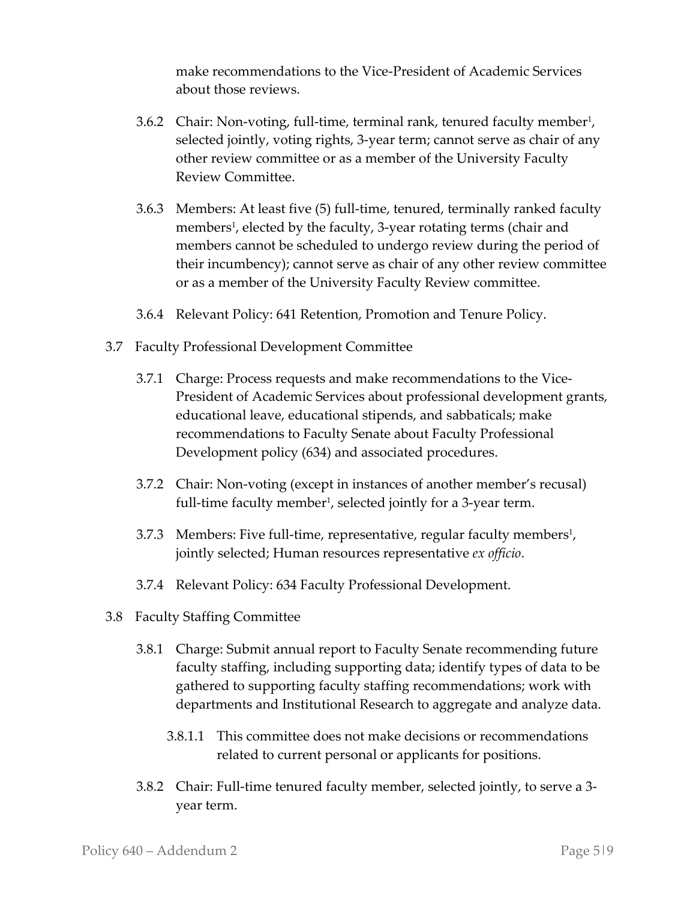make recommendations to the Vice-President of Academic Services about those reviews.

3.6.2 Chair: Non-voting, full-time, terminal rank, tenured faculty member[1], selected jointly, voting rights, 3-year term; cannot serve as chair of any other review committee or as a member of the University Faculty Review Committee.

3.6.3 Members: At least five (5) full-time, tenured, terminally ranked faculty members[1], elected by the faculty, 3-year rotating terms (chair and members cannot be scheduled to undergo review during the period of their incumbency); cannot serve as chair of any other review committee or as a member of the University Faculty Review committee.

3.6.4 Relevant Policy: 641 Retention, Promotion and Tenure Policy.

3.7 Faculty Professional Development Committee

3.7.1 Charge: Process requests and make recommendations to the Vice-President of Academic Services about professional development grants, educational leave, educational stipends, and sabbaticals; make recommendations to Faculty Senate about Faculty Professional Development policy (634) and associated procedures.

3.7.2 Chair: Non-voting (except in instances of another member's recusal) full-time faculty member[1], selected jointly for a 3-year term.

3.7.3 Members: Five full-time, representative, regular faculty members[1], jointly selected; Human resources representative *ex officio*.

3.7.4 Relevant Policy: 634 Faculty Professional Development.

3.8 Faculty Staffing Committee

3.8.1 Charge: Submit annual report to Faculty Senate recommending future faculty staffing, including supporting data; identify types of data to be gathered to supporting faculty staffing recommendations; work with departments and Institutional Research to aggregate and analyze data.

3.8.1.1 This committee does not make decisions or recommendations related to current personal or applicants for positions.

3.8.2 Chair: Full-time tenured faculty member, selected jointly, to serve a 3-year term.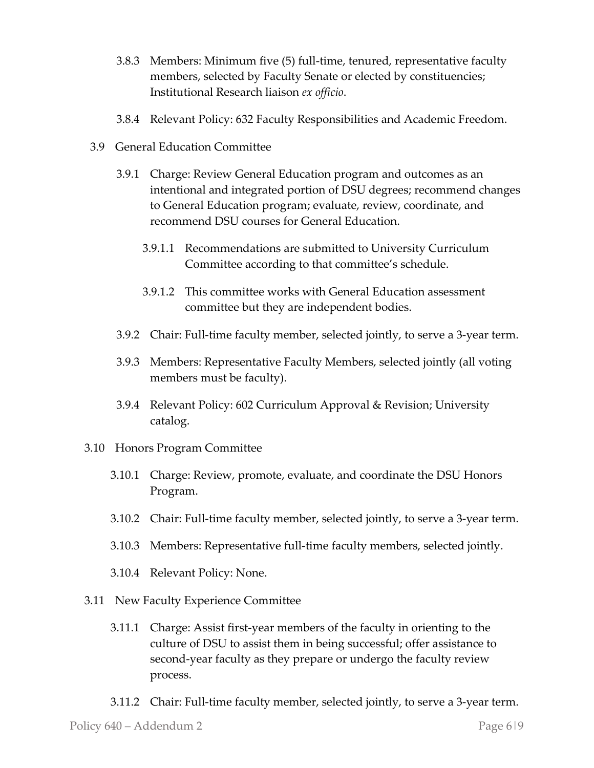3.8.3 Members: Minimum five (5) full-time, tenured, representative faculty members, selected by Faculty Senate or elected by constituencies; Institutional Research liaison *ex officio*.

3.8.4 Relevant Policy: 632 Faculty Responsibilities and Academic Freedom.

3.9 General Education Committee

3.9.1 Charge: Review General Education program and outcomes as an intentional and integrated portion of DSU degrees; recommend changes to General Education program; evaluate, review, coordinate, and recommend DSU courses for General Education.

3.9.1.1 Recommendations are submitted to University Curriculum Committee according to that committee's schedule.

3.9.1.2 This committee works with General Education assessment committee but they are independent bodies.

3.9.2 Chair: Full-time faculty member, selected jointly, to serve a 3-year term.

3.9.3 Members: Representative Faculty Members, selected jointly (all voting members must be faculty).

3.9.4 Relevant Policy: 602 Curriculum Approval & Revision; University catalog.

3.10 Honors Program Committee

3.10.1 Charge: Review, promote, evaluate, and coordinate the DSU Honors Program.

3.10.2 Chair: Full-time faculty member, selected jointly, to serve a 3-year term.

3.10.3 Members: Representative full-time faculty members, selected jointly.

3.10.4 Relevant Policy: None.

3.11 New Faculty Experience Committee

3.11.1 Charge: Assist first-year members of the faculty in orienting to the culture of DSU to assist them in being successful; offer assistance to second-year faculty as they prepare or undergo the faculty review process.

3.11.2 Chair: Full-time faculty member, selected jointly, to serve a 3-year term.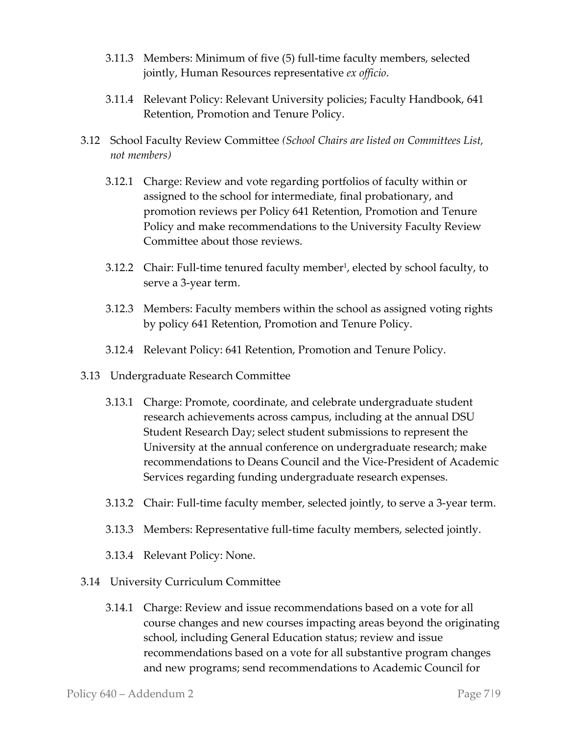- 3.11.3 Members: Minimum of five (5) full-time faculty members, selected jointly, Human Resources representative *ex officio*.

- 3.11.4 Relevant Policy: Relevant University policies; Faculty Handbook, 641 Retention, Promotion and Tenure Policy.

3.12 School Faculty Review Committee *(School Chairs are listed on Committees List, not members)*

- 3.12.1 Charge: Review and vote regarding portfolios of faculty within or assigned to the school for intermediate, final probationary, and promotion reviews per Policy 641 Retention, Promotion and Tenure Policy and make recommendations to the University Faculty Review Committee about those reviews.

- 3.12.2 Chair: Full-time tenured faculty member[1], elected by school faculty, to serve a 3-year term.

- 3.12.3 Members: Faculty members within the school as assigned voting rights by policy 641 Retention, Promotion and Tenure Policy.

- 3.12.4 Relevant Policy: 641 Retention, Promotion and Tenure Policy.

3.13 Undergraduate Research Committee

- 3.13.1 Charge: Promote, coordinate, and celebrate undergraduate student research achievements across campus, including at the annual DSU Student Research Day; select student submissions to represent the University at the annual conference on undergraduate research; make recommendations to Deans Council and the Vice-President of Academic Services regarding funding undergraduate research expenses.

- 3.13.2 Chair: Full-time faculty member, selected jointly, to serve a 3-year term.

- 3.13.3 Members: Representative full-time faculty members, selected jointly.

- 3.13.4 Relevant Policy: None.

3.14 University Curriculum Committee

- 3.14.1 Charge: Review and issue recommendations based on a vote for all course changes and new courses impacting areas beyond the originating school, including General Education status; review and issue recommendations based on a vote for all substantive program changes and new programs; send recommendations to Academic Council for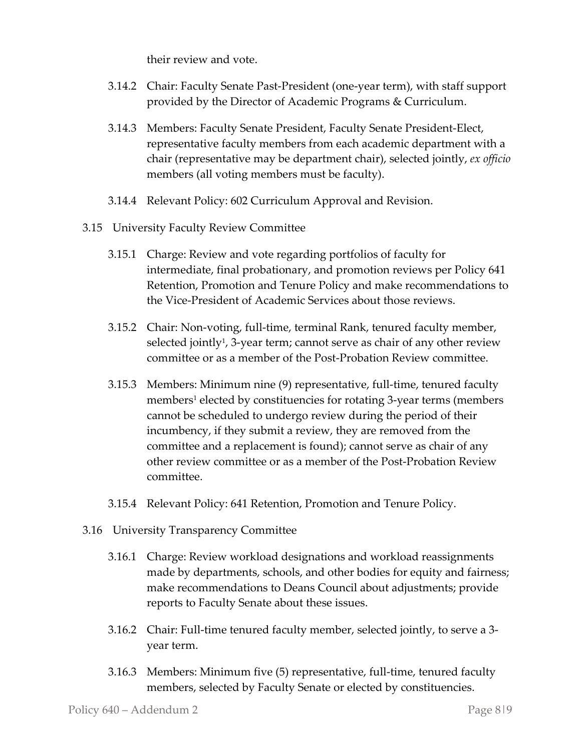their review and vote.

3.14.2 Chair: Faculty Senate Past-President (one-year term), with staff support provided by the Director of Academic Programs & Curriculum.

3.14.3 Members: Faculty Senate President, Faculty Senate President-Elect, representative faculty members from each academic department with a chair (representative may be department chair), selected jointly, *ex officio* members (all voting members must be faculty).

3.14.4 Relevant Policy: 602 Curriculum Approval and Revision.

3.15 University Faculty Review Committee

3.15.1 Charge: Review and vote regarding portfolios of faculty for intermediate, final probationary, and promotion reviews per Policy 641 Retention, Promotion and Tenure Policy and make recommendations to the Vice-President of Academic Services about those reviews.

3.15.2 Chair: Non-voting, full-time, terminal Rank, tenured faculty member, selected jointly[1], 3-year term; cannot serve as chair of any other review committee or as a member of the Post-Probation Review committee.

3.15.3 Members: Minimum nine (9) representative, full-time, tenured faculty members[1] elected by constituencies for rotating 3-year terms (members cannot be scheduled to undergo review during the period of their incumbency, if they submit a review, they are removed from the committee and a replacement is found); cannot serve as chair of any other review committee or as a member of the Post-Probation Review committee.

3.15.4 Relevant Policy: 641 Retention, Promotion and Tenure Policy.

3.16 University Transparency Committee

3.16.1 Charge: Review workload designations and workload reassignments made by departments, schools, and other bodies for equity and fairness; make recommendations to Deans Council about adjustments; provide reports to Faculty Senate about these issues.

3.16.2 Chair: Full-time tenured faculty member, selected jointly, to serve a 3-year term.

3.16.3 Members: Minimum five (5) representative, full-time, tenured faculty members, selected by Faculty Senate or elected by constituencies.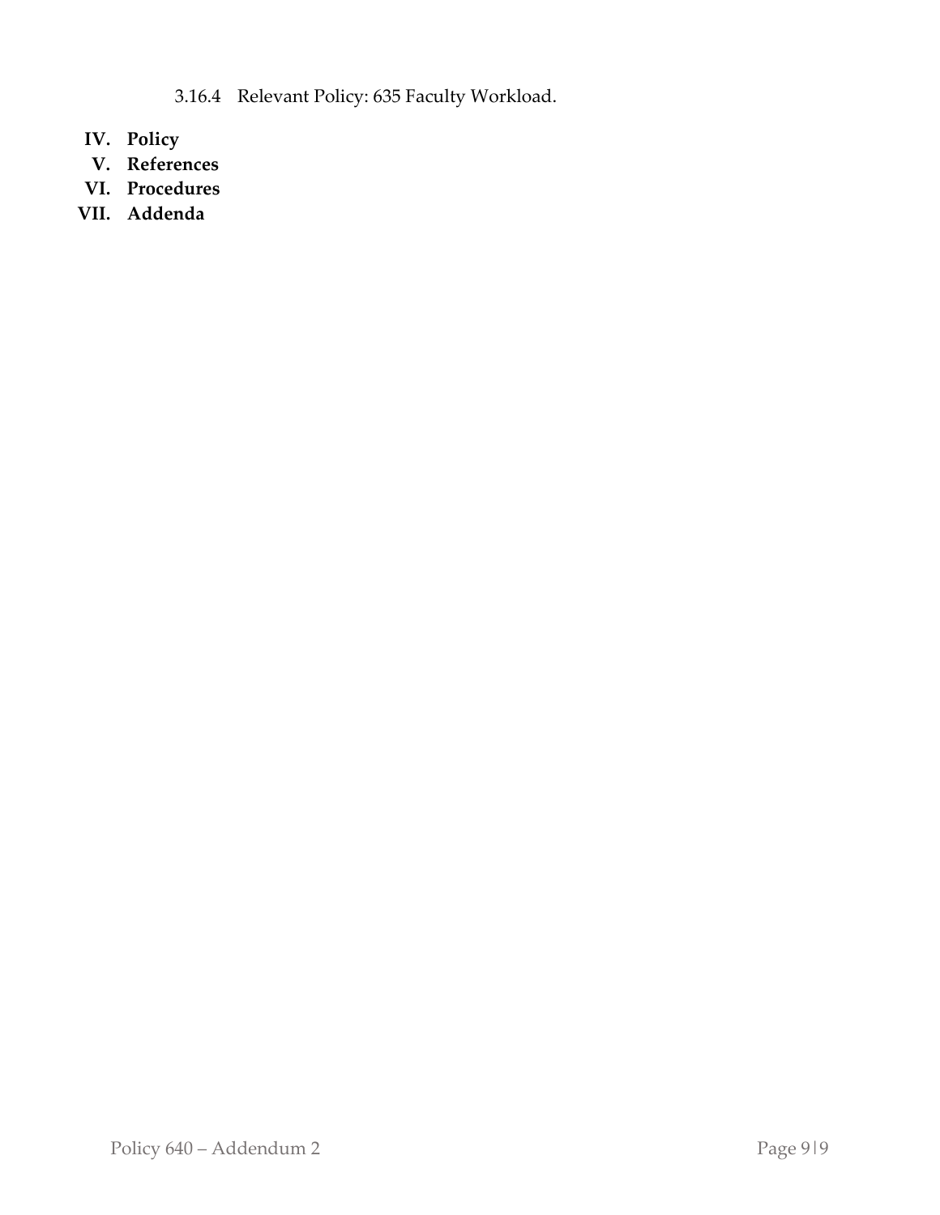3.16.4 Relevant Policy: 635 Faculty Workload.

**IV. Policy**

**V. References**

**VI. Procedures**

**VII. Addenda**